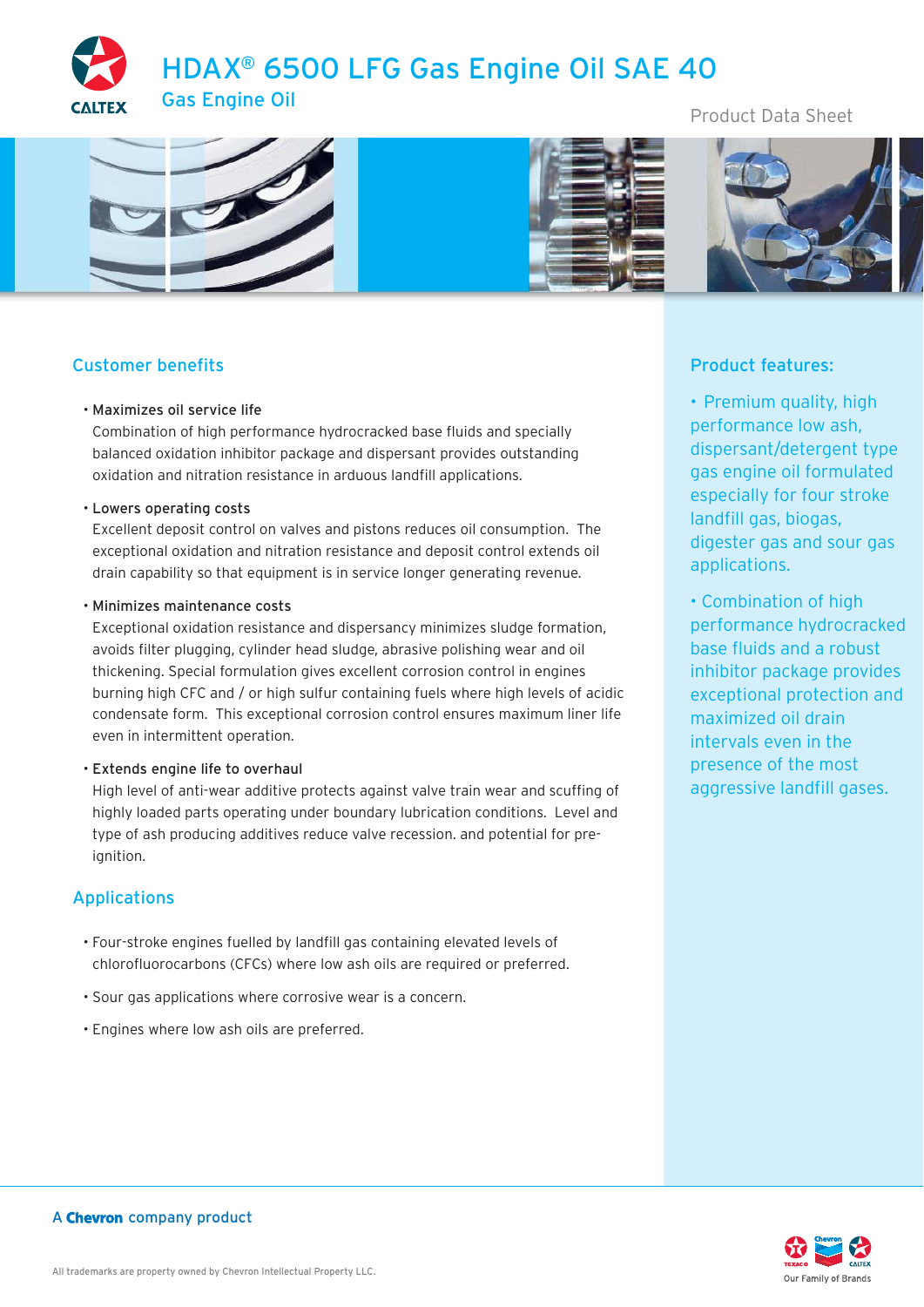# HDAX® 6500 LFG Gas Engine Oil SAE 40

Gas Engine Oil

Product Data Sheet

## Customer benefits

- **Maximizes oil service life**
  Combination of high performance hydrocracked base fluids and specially balanced oxidation inhibitor package and dispersant provides outstanding oxidation and nitration resistance in arduous landfill applications.

- **Lowers operating costs**
  Excellent deposit control on valves and pistons reduces oil consumption. The exceptional oxidation and nitration resistance and deposit control extends oil drain capability so that equipment is in service longer generating revenue.

- **Minimizes maintenance costs**
  Exceptional oxidation resistance and dispersancy minimizes sludge formation, avoids filter plugging, cylinder head sludge, abrasive polishing wear and oil thickening. Special formulation gives excellent corrosion control in engines burning high CFC and / or high sulfur containing fuels where high levels of acidic condensate form. This exceptional corrosion control ensures maximum liner life even in intermittent operation.

- **Extends engine life to overhaul**
  High level of anti-wear additive protects against valve train wear and scuffing of highly loaded parts operating under boundary lubrication conditions. Level and type of ash producing additives reduce valve recession. and potential for pre-ignition.

## Applications

- Four-stroke engines fuelled by landfill gas containing elevated levels of chlorofluorocarbons (CFCs) where low ash oils are required or preferred.
- Sour gas applications where corrosive wear is a concern.
- Engines where low ash oils are preferred.

## Product features:

- Premium quality, high performance low ash, dispersant/detergent type gas engine oil formulated especially for four stroke landfill gas, biogas, digester gas and sour gas applications.
- Combination of high performance hydrocracked base fluids and a robust inhibitor package provides exceptional protection and maximized oil drain intervals even in the presence of the most aggressive landfill gases.

A Chevron company product

All trademarks are property owned by Chevron Intellectual Property LLC.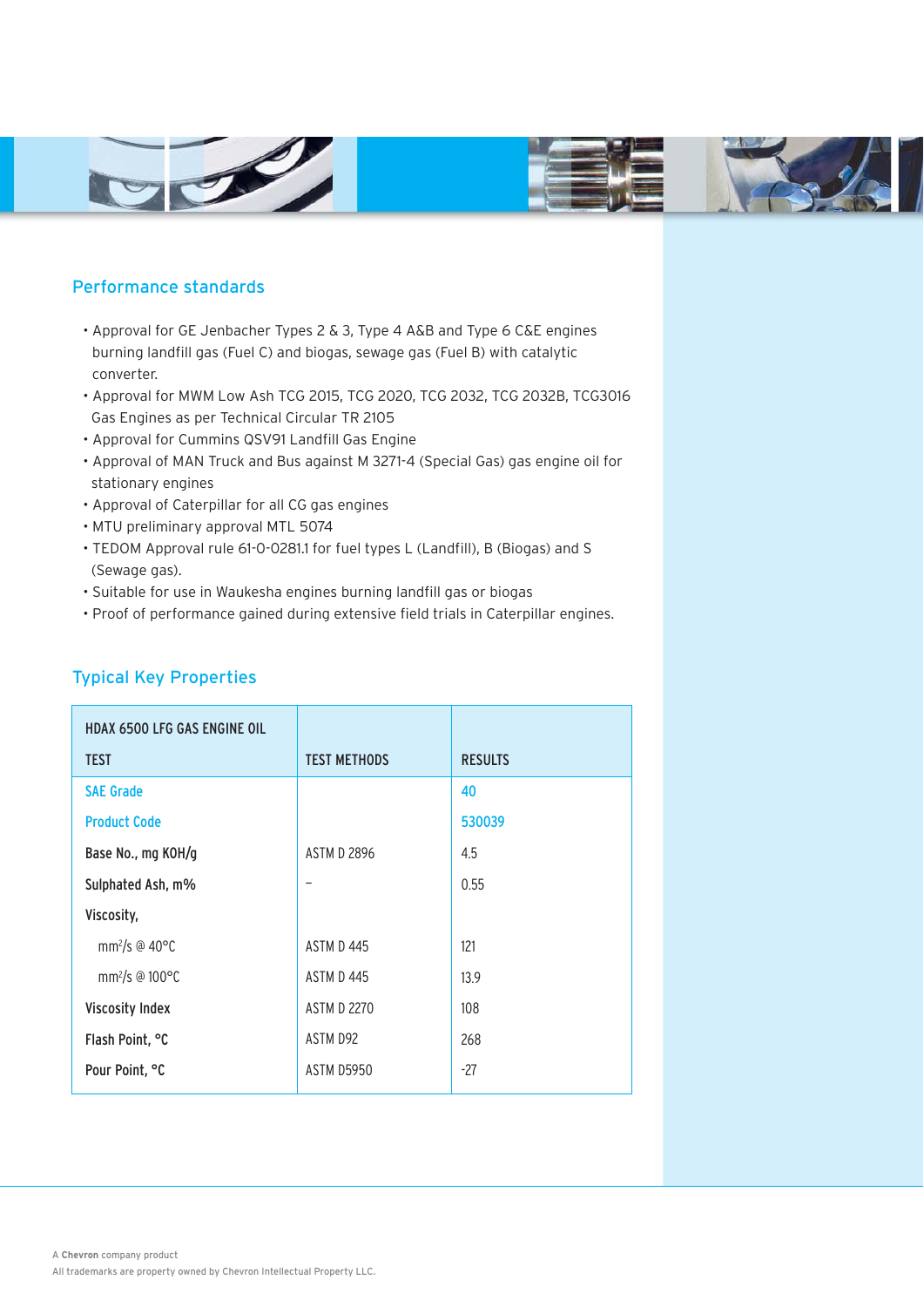## Performance standards

- Approval for GE Jenbacher Types 2 & 3, Type 4 A&B and Type 6 C&E engines burning landfill gas (Fuel C) and biogas, sewage gas (Fuel B) with catalytic converter.
- Approval for MWM Low Ash TCG 2015, TCG 2020, TCG 2032, TCG 2032B, TCG3016 Gas Engines as per Technical Circular TR 2105
- Approval for Cummins QSV91 Landfill Gas Engine
- Approval of MAN Truck and Bus against M 3271-4 (Special Gas) gas engine oil for stationary engines
- Approval of Caterpillar for all CG gas engines
- MTU preliminary approval MTL 5074
- TEDOM Approval rule 61-0-0281.1 for fuel types L (Landfill), B (Biogas) and S (Sewage gas).
- Suitable for use in Waukesha engines burning landfill gas or biogas
- Proof of performance gained during extensive field trials in Caterpillar engines.

## Typical Key Properties

| HDAX 6500 LFG GAS ENGINE OIL<br>TEST | TEST METHODS | RESULTS |
|---|---|---|
| SAE Grade | | 40 |
| Product Code | | 530039 |
| Base No., mg KOH/g | ASTM D 2896 | 4.5 |
| Sulphated Ash, m% | – | 0.55 |
| Viscosity, | | |
| $mm^2/s$ @ 40°C | ASTM D 445 | 121 |
| $mm^2/s$ @ 100°C | ASTM D 445 | 13.9 |
| Viscosity Index | ASTM D 2270 | 108 |
| Flash Point, °C | ASTM D92 | 268 |
| Pour Point, °C | ASTM D5950 | -27 |

A **Chevron** company product

All trademarks are property owned by Chevron Intellectual Property LLC.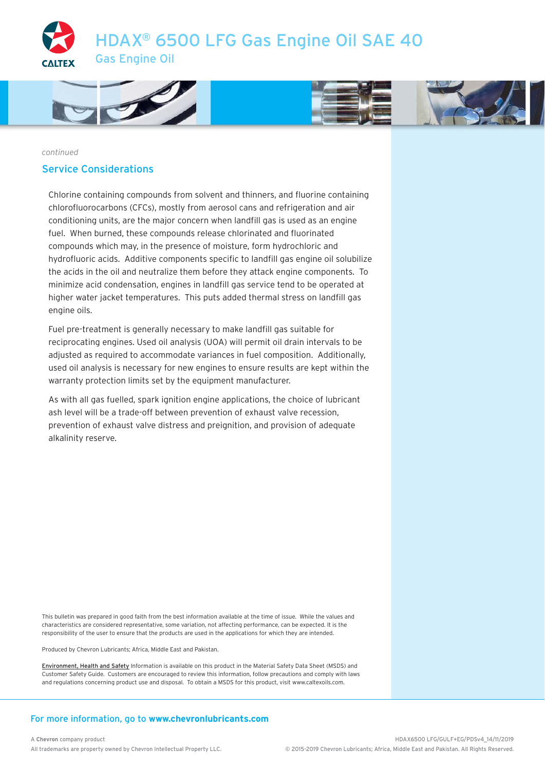# HDAX® 6500 LFG Gas Engine Oil SAE 40

Gas Engine Oil

*continued*

## Service Considerations

Chlorine containing compounds from solvent and thinners, and fluorine containing chlorofluorocarbons (CFCs), mostly from aerosol cans and refrigeration and air conditioning units, are the major concern when landfill gas is used as an engine fuel. When burned, these compounds release chlorinated and fluorinated compounds which may, in the presence of moisture, form hydrochloric and hydrofluoric acids. Additive components specific to landfill gas engine oil solubilize the acids in the oil and neutralize them before they attack engine components. To minimize acid condensation, engines in landfill gas service tend to be operated at higher water jacket temperatures. This puts added thermal stress on landfill gas engine oils.

Fuel pre-treatment is generally necessary to make landfill gas suitable for reciprocating engines. Used oil analysis (UOA) will permit oil drain intervals to be adjusted as required to accommodate variances in fuel composition. Additionally, used oil analysis is necessary for new engines to ensure results are kept within the warranty protection limits set by the equipment manufacturer.

As with all gas fuelled, spark ignition engine applications, the choice of lubricant ash level will be a trade-off between prevention of exhaust valve recession, prevention of exhaust valve distress and preignition, and provision of adequate alkalinity reserve.

This bulletin was prepared in good faith from the best information available at the time of issue. While the values and characteristics are considered representative, some variation, not affecting performance, can be expected. It is the responsibility of the user to ensure that the products are used in the applications for which they are intended.

Produced by Chevron Lubricants; Africa, Middle East and Pakistan.

Environment, Health and Safety Information is available on this product in the Material Safety Data Sheet (MSDS) and Customer Safety Guide. Customers are encouraged to review this information, follow precautions and comply with laws and regulations concerning product use and disposal. To obtain a MSDS for this product, visit www.caltexoils.com.

For more information, go to **www.chevronlubricants.com**

A **Chevron** company product

All trademarks are property owned by Chevron Intellectual Property LLC.

HDAX6500 LFG/GULF+EG/PDSv4_14/11/2019

© 2015-2019 Chevron Lubricants; Africa, Middle East and Pakistan. All Rights Reserved.